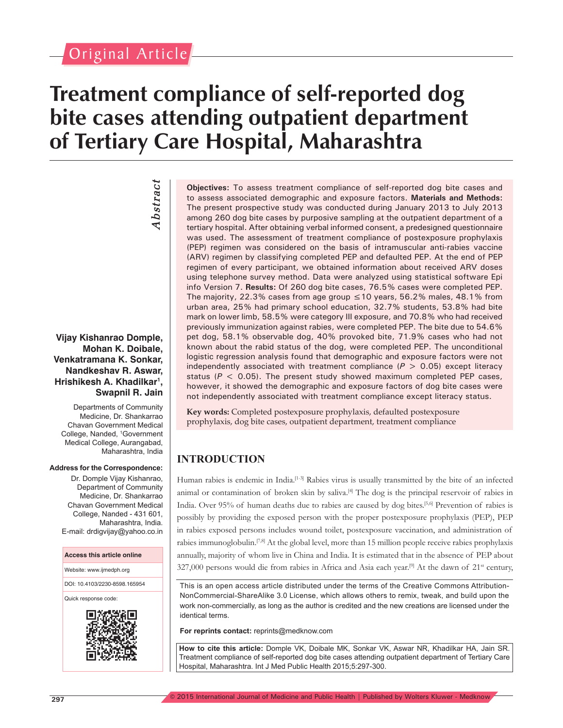Original Article

# Treatment compliance of self-reported dog bite cases attending outpatient department of Tertiary Care Hospital, Maharashtra

**Vijay Kishanrao Dompale, Mohan K. Doibale, Venkatramana K. Sonkar, Nandkeshav R. Aswar, Hrishikesh A. Khadilkar[1], Swapnil R. Jain**

Departments of Community Medicine, Dr. Shankarrao Chavan Government Medical College, Nanded, [1]Government Medical College, Aurangabad, Maharashtra, India

**Address for the Correspondence:**

Dr. Domple Vijay Kishanrao, Department of Community Medicine, Dr. Shankarrao Chavan Government Medical College, Nanded - 431 601, Maharashtra, India.
E-mail: drdigvijay@yahoo.co.in

**Access this article online**

Website: www.ijmedph.org

DOI: 10.4103/2230-8598.165954

Quick response code:

## Abstract

**Objectives:** To assess treatment compliance of self-reported dog bite cases and to assess associated demographic and exposure factors. **Materials and Methods:** The present prospective study was conducted during January 2013 to July 2013 among 260 dog bite cases by purposive sampling at the outpatient department of a tertiary hospital. After obtaining verbal informed consent, a predesigned questionnaire was used. The assessment of treatment compliance of postexposure prophylaxis (PEP) regimen was considered on the basis of intramuscular anti-rabies vaccine (ARV) regimen by classifying completed PEP and defaulted PEP. At the end of PEP regimen of every participant, we obtained information about received ARV doses using telephone survey method. Data were analyzed using statistical software Epi info Version 7. **Results:** Of 260 dog bite cases, 76.5% cases were completed PEP. The majority, 22.3% cases from age group ≤10 years, 56.2% males, 48.1% from urban area, 25% had primary school education, 32.7% students, 53.8% had bite mark on lower limb, 58.5% were category III exposure, and 70.8% who had received previously immunization against rabies, were completed PEP. The bite due to 54.6% pet dog, 58.1% observable dog, 40% provoked bite, 71.9% cases who had not known about the rabid status of the dog, were completed PEP. The unconditional logistic regression analysis found that demographic and exposure factors were not independently associated with treatment compliance ($P > 0.05$) except literacy status ($P < 0.05$). The present study showed maximum completed PEP cases, however, it showed the demographic and exposure factors of dog bite cases were not independently associated with treatment compliance except literacy status.

**Key words:** Completed postexposure prophylaxis, defaulted postexposure prophylaxis, dog bite cases, outpatient department, treatment compliance

## INTRODUCTION

Human rabies is endemic in India.[1-3] Rabies virus is usually transmitted by the bite of an infected animal or contamination of broken skin by saliva.[4] The dog is the principal reservoir of rabies in India. Over 95% of human deaths due to rabies are caused by dog bites.[5,6] Prevention of rabies is possibly by providing the exposed person with the proper postexposure prophylaxis (PEP), PEP in rabies exposed persons includes wound toilet, postexposure vaccination, and administration of rabies immunoglobulin.[7,8] At the global level, more than 15 million people receive rabies prophylaxis annually, majority of whom live in China and India. It is estimated that in the absence of PEP about 327,000 persons would die from rabies in Africa and Asia each year.[9] At the dawn of 21st century,

This is an open access article distributed under the terms of the Creative Commons Attribution-NonCommercial-ShareAlike 3.0 License, which allows others to remix, tweak, and build upon the work non-commercially, as long as the author is credited and the new creations are licensed under the identical terms.

**For reprints contact:** reprints@medknow.com

**How to cite this article:** Domple VK, Doibale MK, Sonkar VK, Aswar NR, Khadilkar HA, Jain SR. Treatment compliance of self-reported dog bite cases attending outpatient department of Tertiary Care Hospital, Maharashtra. Int J Med Public Health 2015;5:297-300.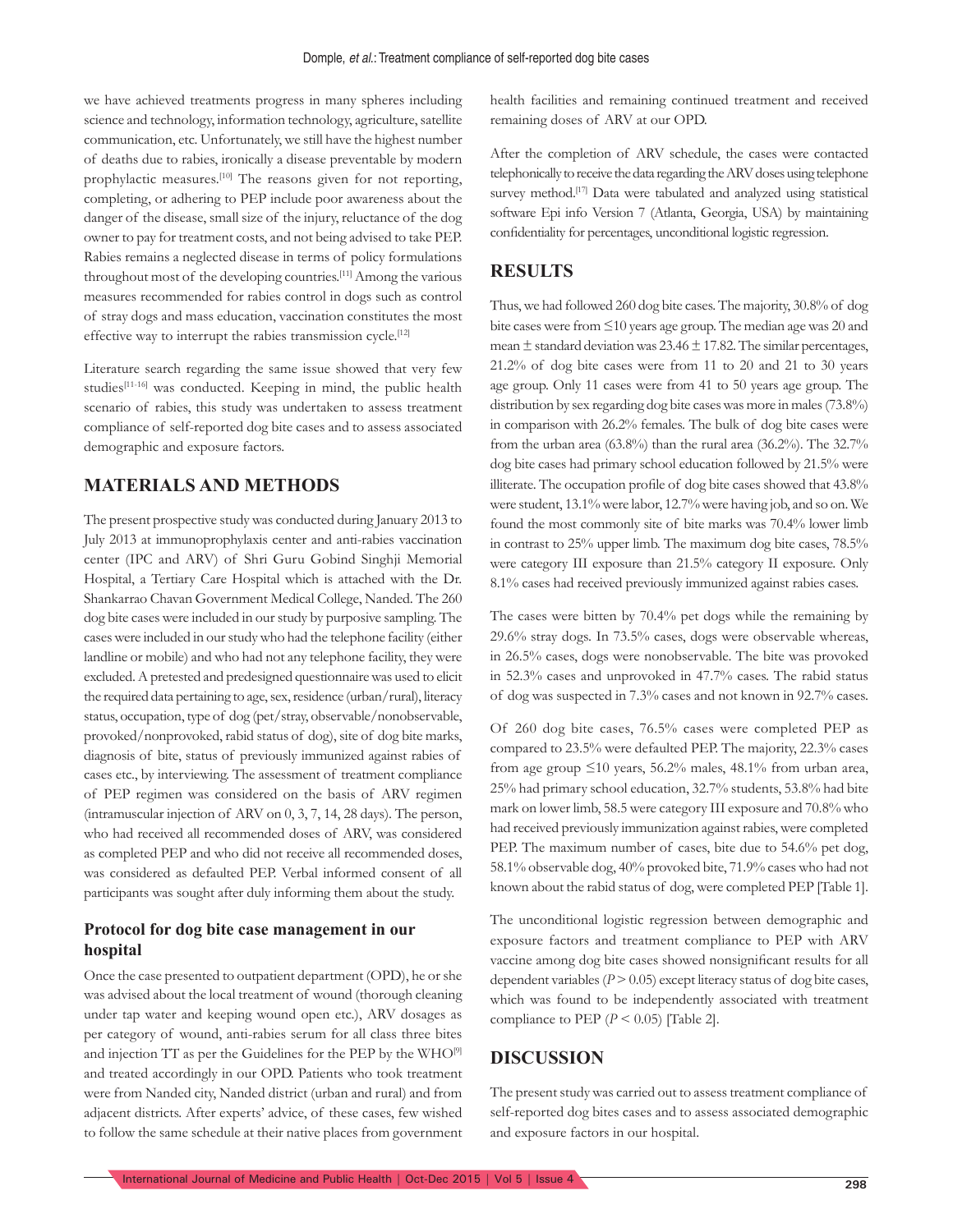we have achieved treatments progress in many spheres including science and technology, information technology, agriculture, satellite communication, etc. Unfortunately, we still have the highest number of deaths due to rabies, ironically a disease preventable by modern prophylactic measures.[10] The reasons given for not reporting, completing, or adhering to PEP include poor awareness about the danger of the disease, small size of the injury, reluctance of the dog owner to pay for treatment costs, and not being advised to take PEP. Rabies remains a neglected disease in terms of policy formulations throughout most of the developing countries.[11] Among the various measures recommended for rabies control in dogs such as control of stray dogs and mass education, vaccination constitutes the most effective way to interrupt the rabies transmission cycle.[12]

Literature search regarding the same issue showed that very few studies[11-16] was conducted. Keeping in mind, the public health scenario of rabies, this study was undertaken to assess treatment compliance of self-reported dog bite cases and to assess associated demographic and exposure factors.

## MATERIALS AND METHODS

The present prospective study was conducted during January 2013 to July 2013 at immunoprophylaxis center and anti-rabies vaccination center (IPC and ARV) of Shri Guru Gobind Singhji Memorial Hospital, a Tertiary Care Hospital which is attached with the Dr. Shankarrao Chavan Government Medical College, Nanded. The 260 dog bite cases were included in our study by purposive sampling. The cases were included in our study who had the telephone facility (either landline or mobile) and who had not any telephone facility, they were excluded. A pretested and predesigned questionnaire was used to elicit the required data pertaining to age, sex, residence (urban/rural), literacy status, occupation, type of dog (pet/stray, observable/nonobservable, provoked/nonprovoked, rabid status of dog), site of dog bite marks, diagnosis of bite, status of previously immunized against rabies of cases etc., by interviewing. The assessment of treatment compliance of PEP regimen was considered on the basis of ARV regimen (intramuscular injection of ARV on 0, 3, 7, 14, 28 days). The person, who had received all recommended doses of ARV, was considered as completed PEP and who did not receive all recommended doses, was considered as defaulted PEP. Verbal informed consent of all participants was sought after duly informing them about the study.

### Protocol for dog bite case management in our hospital

Once the case presented to outpatient department (OPD), he or she was advised about the local treatment of wound (thorough cleaning under tap water and keeping wound open etc.), ARV dosages as per category of wound, anti-rabies serum for all class three bites and injection TT as per the Guidelines for the PEP by the WHO[9] and treated accordingly in our OPD. Patients who took treatment were from Nanded city, Nanded district (urban and rural) and from adjacent districts. After experts' advice, of these cases, few wished to follow the same schedule at their native places from government health facilities and remaining continued treatment and received remaining doses of ARV at our OPD.

After the completion of ARV schedule, the cases were contacted telephonically to receive the data regarding the ARV doses using telephone survey method.[17] Data were tabulated and analyzed using statistical software Epi info Version 7 (Atlanta, Georgia, USA) by maintaining confidentiality for percentages, unconditional logistic regression.

## RESULTS

Thus, we had followed 260 dog bite cases. The majority, 30.8% of dog bite cases were from ≤10 years age group. The median age was 20 and mean ± standard deviation was 23.46 ± 17.82. The similar percentages, 21.2% of dog bite cases were from 11 to 20 and 21 to 30 years age group. Only 11 cases were from 41 to 50 years age group. The distribution by sex regarding dog bite cases was more in males (73.8%) in comparison with 26.2% females. The bulk of dog bite cases were from the urban area (63.8%) than the rural area (36.2%). The 32.7% dog bite cases had primary school education followed by 21.5% were illiterate. The occupation profile of dog bite cases showed that 43.8% were student, 13.1% were labor, 12.7% were having job, and so on. We found the most commonly site of bite marks was 70.4% lower limb in contrast to 25% upper limb. The maximum dog bite cases, 78.5% were category III exposure than 21.5% category II exposure. Only 8.1% cases had received previously immunized against rabies cases.

The cases were bitten by 70.4% pet dogs while the remaining by 29.6% stray dogs. In 73.5% cases, dogs were observable whereas, in 26.5% cases, dogs were nonobservable. The bite was provoked in 52.3% cases and unprovoked in 47.7% cases. The rabid status of dog was suspected in 7.3% cases and not known in 92.7% cases.

Of 260 dog bite cases, 76.5% cases were completed PEP as compared to 23.5% were defaulted PEP. The majority, 22.3% cases from age group ≤10 years, 56.2% males, 48.1% from urban area, 25% had primary school education, 32.7% students, 53.8% had bite mark on lower limb, 58.5 were category III exposure and 70.8% who had received previously immunization against rabies, were completed PEP. The maximum number of cases, bite due to 54.6% pet dog, 58.1% observable dog, 40% provoked bite, 71.9% cases who had not known about the rabid status of dog, were completed PEP [Table 1].

The unconditional logistic regression between demographic and exposure factors and treatment compliance to PEP with ARV vaccine among dog bite cases showed nonsignificant results for all dependent variables ($P > 0.05$) except literacy status of dog bite cases, which was found to be independently associated with treatment compliance to PEP ($P < 0.05$) [Table 2].

## DISCUSSION

The present study was carried out to assess treatment compliance of self-reported dog bites cases and to assess associated demographic and exposure factors in our hospital.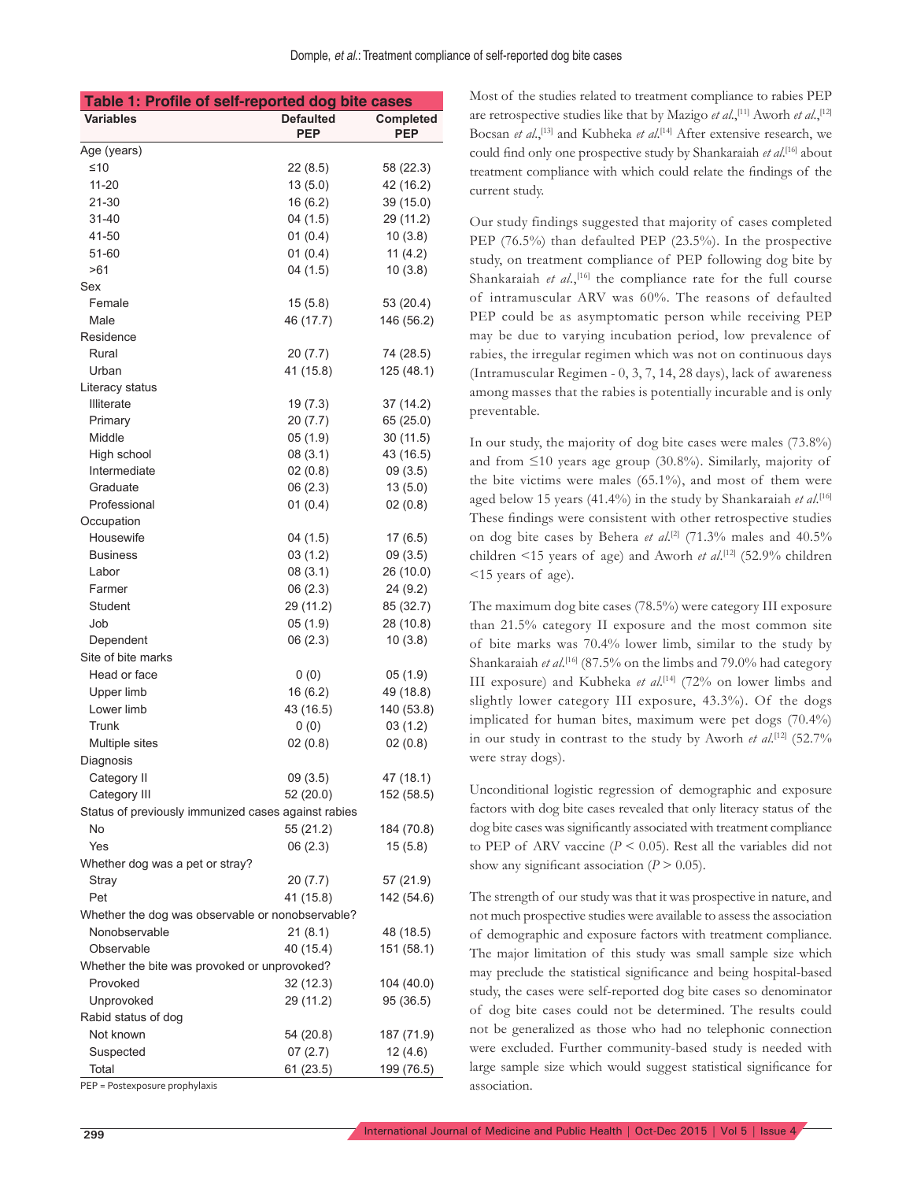**Table 1: Profile of self-reported dog bite cases**

| Variables | Defaulted PEP | Completed PEP |
|---|---|---|
| Age (years) | | |
| ≤10 | 22 (8.5) | 58 (22.3) |
| 11-20 | 13 (5.0) | 42 (16.2) |
| 21-30 | 16 (6.2) | 39 (15.0) |
| 31-40 | 04 (1.5) | 29 (11.2) |
| 41-50 | 01 (0.4) | 10 (3.8) |
| 51-60 | 01 (0.4) | 11 (4.2) |
| >61 | 04 (1.5) | 10 (3.8) |
| Sex | | |
| Female | 15 (5.8) | 53 (20.4) |
| Male | 46 (17.7) | 146 (56.2) |
| Residence | | |
| Rural | 20 (7.7) | 74 (28.5) |
| Urban | 41 (15.8) | 125 (48.1) |
| Literacy status | | |
| Illiterate | 19 (7.3) | 37 (14.2) |
| Primary | 20 (7.7) | 65 (25.0) |
| Middle | 05 (1.9) | 30 (11.5) |
| High school | 08 (3.1) | 43 (16.5) |
| Intermediate | 02 (0.8) | 09 (3.5) |
| Graduate | 06 (2.3) | 13 (5.0) |
| Professional | 01 (0.4) | 02 (0.8) |
| Occupation | | |
| Housewife | 04 (1.5) | 17 (6.5) |
| Business | 03 (1.2) | 09 (3.5) |
| Labor | 08 (3.1) | 26 (10.0) |
| Farmer | 06 (2.3) | 24 (9.2) |
| Student | 29 (11.2) | 85 (32.7) |
| Job | 05 (1.9) | 28 (10.8) |
| Dependent | 06 (2.3) | 10 (3.8) |
| Site of bite marks | | |
| Head or face | 0 (0) | 05 (1.9) |
| Upper limb | 16 (6.2) | 49 (18.8) |
| Lower limb | 43 (16.5) | 140 (53.8) |
| Trunk | 0 (0) | 03 (1.2) |
| Multiple sites | 02 (0.8) | 02 (0.8) |
| Diagnosis | | |
| Category II | 09 (3.5) | 47 (18.1) |
| Category III | 52 (20.0) | 152 (58.5) |
| Status of previously immunized cases against rabies | | |
| No | 55 (21.2) | 184 (70.8) |
| Yes | 06 (2.3) | 15 (5.8) |
| Whether dog was a pet or stray? | | |
| Stray | 20 (7.7) | 57 (21.9) |
| Pet | 41 (15.8) | 142 (54.6) |
| Whether the dog was observable or nonobservable? | | |
| Nonobservable | 21 (8.1) | 48 (18.5) |
| Observable | 40 (15.4) | 151 (58.1) |
| Whether the bite was provoked or unprovoked? | | |
| Provoked | 32 (12.3) | 104 (40.0) |
| Unprovoked | 29 (11.2) | 95 (36.5) |
| Rabid status of dog | | |
| Not known | 54 (20.8) | 187 (71.9) |
| Suspected | 07 (2.7) | 12 (4.6) |
| Total | 61 (23.5) | 199 (76.5) |

PEP = Postexposure prophylaxis

Most of the studies related to treatment compliance to rabies PEP are retrospective studies like that by Mazigo *et al.*,[11] Aworh *et al.*,[12] Bocsan *et al.*,[13] and Kubheka *et al.*[14] After extensive research, we could find only one prospective study by Shankaraiah *et al.*[16] about treatment compliance with which could relate the findings of the current study.

Our study findings suggested that majority of cases completed PEP (76.5%) than defaulted PEP (23.5%). In the prospective study, on treatment compliance of PEP following dog bite by Shankaraiah *et al.*,[16] the compliance rate for the full course of intramuscular ARV was 60%. The reasons of defaulted PEP could be as asymptomatic person while receiving PEP may be due to varying incubation period, low prevalence of rabies, the irregular regimen which was not on continuous days (Intramuscular Regimen - 0, 3, 7, 14, 28 days), lack of awareness among masses that the rabies is potentially incurable and is only preventable.

In our study, the majority of dog bite cases were males (73.8%) and from ≤10 years age group (30.8%). Similarly, majority of the bite victims were males (65.1%), and most of them were aged below 15 years (41.4%) in the study by Shankaraiah *et al.*[16] These findings were consistent with other retrospective studies on dog bite cases by Behera *et al.*[2] (71.3% males and 40.5% children <15 years of age) and Aworh *et al.*[12] (52.9% children <15 years of age).

The maximum dog bite cases (78.5%) were category III exposure than 21.5% category II exposure and the most common site of bite marks was 70.4% lower limb, similar to the study by Shankaraiah *et al.*[16] (87.5% on the limbs and 79.0% had category III exposure) and Kubheka *et al.*[14] (72% on lower limbs and slightly lower category III exposure, 43.3%). Of the dogs implicated for human bites, maximum were pet dogs (70.4%) in our study in contrast to the study by Aworh *et al.*[12] (52.7% were stray dogs).

Unconditional logistic regression of demographic and exposure factors with dog bite cases revealed that only literacy status of the dog bite cases was significantly associated with treatment compliance to PEP of ARV vaccine ($P < 0.05$). Rest all the variables did not show any significant association ($P > 0.05$).

The strength of our study was that it was prospective in nature, and not much prospective studies were available to assess the association of demographic and exposure factors with treatment compliance. The major limitation of this study was small sample size which may preclude the statistical significance and being hospital-based study, the cases were self-reported dog bite cases so denominator of dog bite cases could not be determined. The results could not be generalized as those who had no telephonic connection were excluded. Further community-based study is needed with large sample size which would suggest statistical significance for association.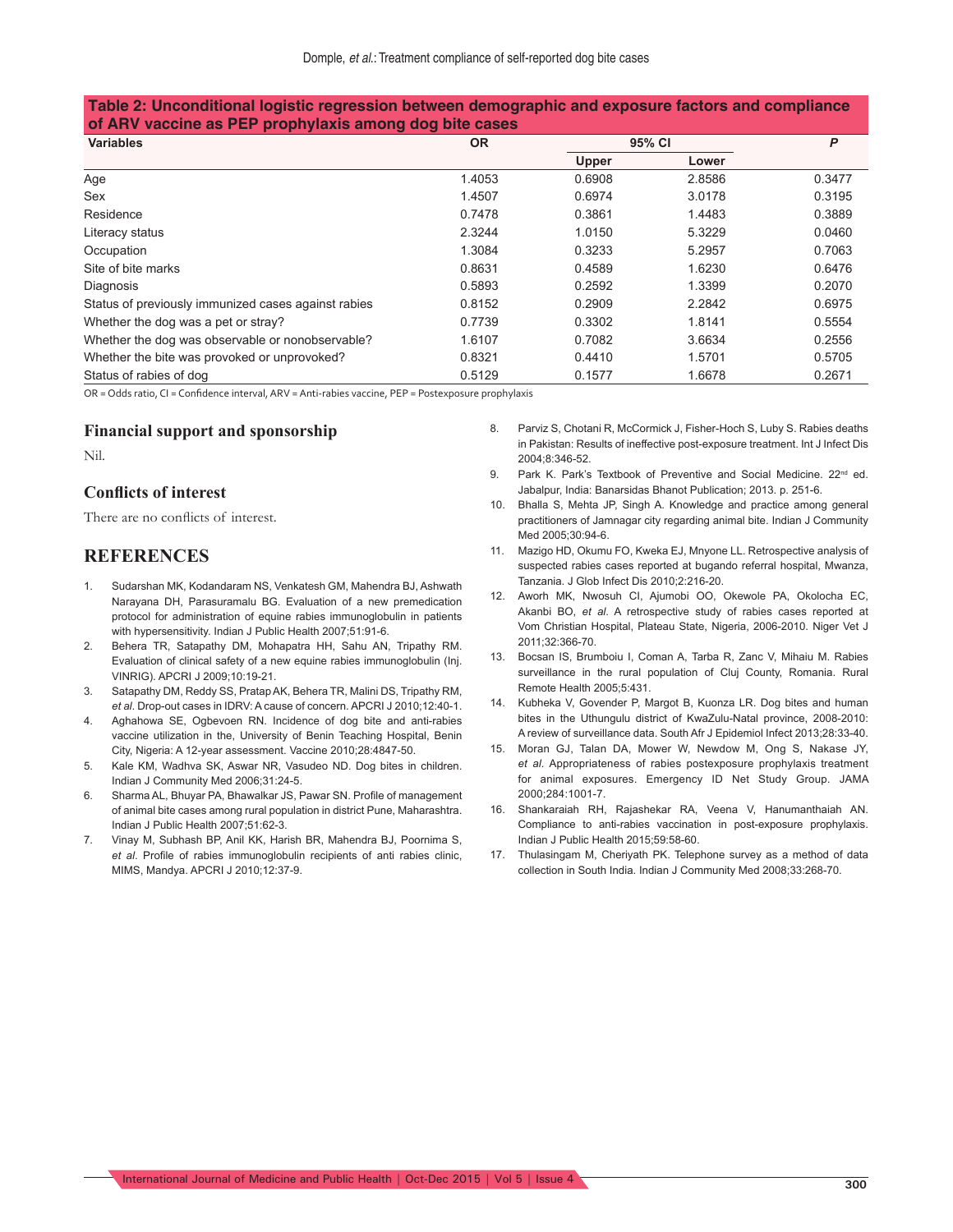**Table 2: Unconditional logistic regression between demographic and exposure factors and compliance of ARV vaccine as PEP prophylaxis among dog bite cases**

| Variables | OR | 95% CI | | *P* |
|---|---|---|---|---|
| | | Upper | Lower | |
| Age | 1.4053 | 0.6908 | 2.8586 | 0.3477 |
| Sex | 1.4507 | 0.6974 | 3.0178 | 0.3195 |
| Residence | 0.7478 | 0.3861 | 1.4483 | 0.3889 |
| Literacy status | 2.3244 | 1.0150 | 5.3229 | 0.0460 |
| Occupation | 1.3084 | 0.3233 | 5.2957 | 0.7063 |
| Site of bite marks | 0.8631 | 0.4589 | 1.6230 | 0.6476 |
| Diagnosis | 0.5893 | 0.2592 | 1.3399 | 0.2070 |
| Status of previously immunized cases against rabies | 0.8152 | 0.2909 | 2.2842 | 0.6975 |
| Whether the dog was a pet or stray? | 0.7739 | 0.3302 | 1.8141 | 0.5554 |
| Whether the dog was observable or nonobservable? | 1.6107 | 0.7082 | 3.6634 | 0.2556 |
| Whether the bite was provoked or unprovoked? | 0.8321 | 0.4410 | 1.5701 | 0.5705 |
| Status of rabies of dog | 0.5129 | 0.1577 | 1.6678 | 0.2671 |

OR = Odds ratio, CI = Confidence interval, ARV = Anti-rabies vaccine, PEP = Postexposure prophylaxis

## Financial support and sponsorship

Nil.

## Conflicts of interest

There are no conflicts of interest.

## REFERENCES

1. Sudarshan MK, Kodandaram NS, Venkatesh GM, Mahendra BJ, Ashwath Narayana DH, Parasuramalu BG. Evaluation of a new premedication protocol for administration of equine rabies immunoglobulin in patients with hypersensitivity. Indian J Public Health 2007;51:91-6.
2. Behera TR, Satapathy DM, Mohapatra HH, Sahu AN, Tripathy RM. Evaluation of clinical safety of a new equine rabies immunoglobulin (Inj. VINRIG). APCRI J 2009;10:19-21.
3. Satapathy DM, Reddy SS, Pratap AK, Behera TR, Malini DS, Tripathy RM, *et al*. Drop-out cases in IDRV: A cause of concern. APCRI J 2010;12:40-1.
4. Aghahowa SE, Ogbevoen RN. Incidence of dog bite and anti-rabies vaccine utilization in the, University of Benin Teaching Hospital, Benin City, Nigeria: A 12-year assessment. Vaccine 2010;28:4847-50.
5. Kale KM, Wadhva SK, Aswar NR, Vasudeo ND. Dog bites in children. Indian J Community Med 2006;31:24-5.
6. Sharma AL, Bhuyar PA, Bhawalkar JS, Pawar SN. Profile of management of animal bite cases among rural population in district Pune, Maharashtra. Indian J Public Health 2007;51:62-3.
7. Vinay M, Subhash BP, Anil KK, Harish BR, Mahendra BJ, Poornima S, *et al*. Profile of rabies immunoglobulin recipients of anti rabies clinic, MIMS, Mandya. APCRI J 2010;12:37-9.
8. Parviz S, Chotani R, McCormick J, Fisher-Hoch S, Luby S. Rabies deaths in Pakistan: Results of ineffective post-exposure treatment. Int J Infect Dis 2004;8:346-52.
9. Park K. Park's Textbook of Preventive and Social Medicine. 22nd ed. Jabalpur, India: Banarsidas Bhanot Publication; 2013. p. 251-6.
10. Bhalla S, Mehta JP, Singh A. Knowledge and practice among general practitioners of Jamnagar city regarding animal bite. Indian J Community Med 2005;30:94-6.
11. Mazigo HD, Okumu FO, Kweka EJ, Mnyone LL. Retrospective analysis of suspected rabies cases reported at bugando referral hospital, Mwanza, Tanzania. J Glob Infect Dis 2010;2:216-20.
12. Aworh MK, Nwosuh CI, Ajumobi OO, Okewole PA, Okolocha EC, Akanbi BO, *et al*. A retrospective study of rabies cases reported at Vom Christian Hospital, Plateau State, Nigeria, 2006-2010. Niger Vet J 2011;32:366-70.
13. Bocsan IS, Brumboiu I, Coman A, Tarba R, Zanc V, Mihaiu M. Rabies surveillance in the rural population of Cluj County, Romania. Rural Remote Health 2005;5:431.
14. Kubheka V, Govender P, Margot B, Kuonza LR. Dog bites and human bites in the Uthungulu district of KwaZulu-Natal province, 2008-2010: A review of surveillance data. South Afr J Epidemiol Infect 2013;28:33-40.
15. Moran GJ, Talan DA, Mower W, Newdow M, Ong S, Nakase JY, *et al*. Appropriateness of rabies postexposure prophylaxis treatment for animal exposures. Emergency ID Net Study Group. JAMA 2000;284:1001-7.
16. Shankaraiah RH, Rajashekar RA, Veena V, Hanumanthaiah AN. Compliance to anti-rabies vaccination in post-exposure prophylaxis. Indian J Public Health 2015;59:58-60.
17. Thulasingam M, Cheriyath PK. Telephone survey as a method of data collection in South India. Indian J Community Med 2008;33:268-70.